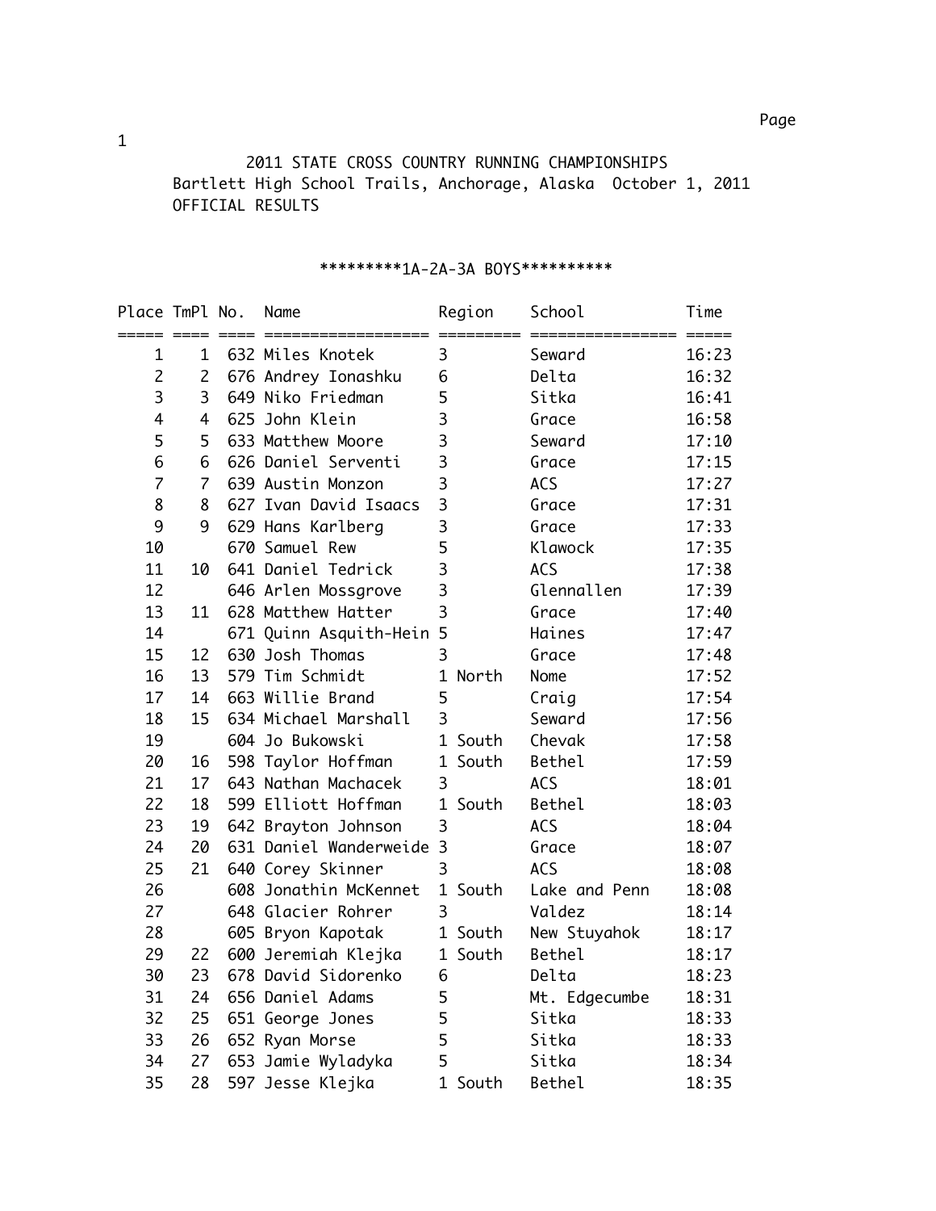# 2011 STATE CROSS COUNTRY RUNNING CHAMPIONSHIPS

Bartlett High School Trails, Anchorage, Alaska October 1, 2011

OFFICIAL RESULTS

## *********1A-2A-3A BOYS**********

| Place | TmPl | No. | Name | Region | School | Time |
|---|---|---|---|---|---|---|
| 1 | 1 | 632 | Miles Knotek | 3 | Seward | 16:23 |
| 2 | 2 | 676 | Andrey Ionashku | 6 | Delta | 16:32 |
| 3 | 3 | 649 | Niko Friedman | 5 | Sitka | 16:41 |
| 4 | 4 | 625 | John Klein | 3 | Grace | 16:58 |
| 5 | 5 | 633 | Matthew Moore | 3 | Seward | 17:10 |
| 6 | 6 | 626 | Daniel Serventi | 3 | Grace | 17:15 |
| 7 | 7 | 639 | Austin Monzon | 3 | ACS | 17:27 |
| 8 | 8 | 627 | Ivan David Isaacs | 3 | Grace | 17:31 |
| 9 | 9 | 629 | Hans Karlberg | 3 | Grace | 17:33 |
| 10 | | 670 | Samuel Rew | 5 | Klawock | 17:35 |
| 11 | 10 | 641 | Daniel Tedrick | 3 | ACS | 17:38 |
| 12 | | 646 | Arlen Mossgrove | 3 | Glennallen | 17:39 |
| 13 | 11 | 628 | Matthew Hatter | 3 | Grace | 17:40 |
| 14 | | 671 | Quinn Asquith-Hein | 5 | Haines | 17:47 |
| 15 | 12 | 630 | Josh Thomas | 3 | Grace | 17:48 |
| 16 | 13 | 579 | Tim Schmidt | 1 North | Nome | 17:52 |
| 17 | 14 | 663 | Willie Brand | 5 | Craig | 17:54 |
| 18 | 15 | 634 | Michael Marshall | 3 | Seward | 17:56 |
| 19 | | 604 | Jo Bukowski | 1 South | Chevak | 17:58 |
| 20 | 16 | 598 | Taylor Hoffman | 1 South | Bethel | 17:59 |
| 21 | 17 | 643 | Nathan Machacek | 3 | ACS | 18:01 |
| 22 | 18 | 599 | Elliott Hoffman | 1 South | Bethel | 18:03 |
| 23 | 19 | 642 | Brayton Johnson | 3 | ACS | 18:04 |
| 24 | 20 | 631 | Daniel Wanderweide | 3 | Grace | 18:07 |
| 25 | 21 | 640 | Corey Skinner | 3 | ACS | 18:08 |
| 26 | | 608 | Jonathin McKennet | 1 South | Lake and Penn | 18:08 |
| 27 | | 648 | Glacier Rohrer | 3 | Valdez | 18:14 |
| 28 | | 605 | Bryon Kapotak | 1 South | New Stuyahok | 18:17 |
| 29 | 22 | 600 | Jeremiah Klejka | 1 South | Bethel | 18:17 |
| 30 | 23 | 678 | David Sidorenko | 6 | Delta | 18:23 |
| 31 | 24 | 656 | Daniel Adams | 5 | Mt. Edgecumbe | 18:31 |
| 32 | 25 | 651 | George Jones | 5 | Sitka | 18:33 |
| 33 | 26 | 652 | Ryan Morse | 5 | Sitka | 18:33 |
| 34 | 27 | 653 | Jamie Wyladyka | 5 | Sitka | 18:34 |
| 35 | 28 | 597 | Jesse Klejka | 1 South | Bethel | 18:35 |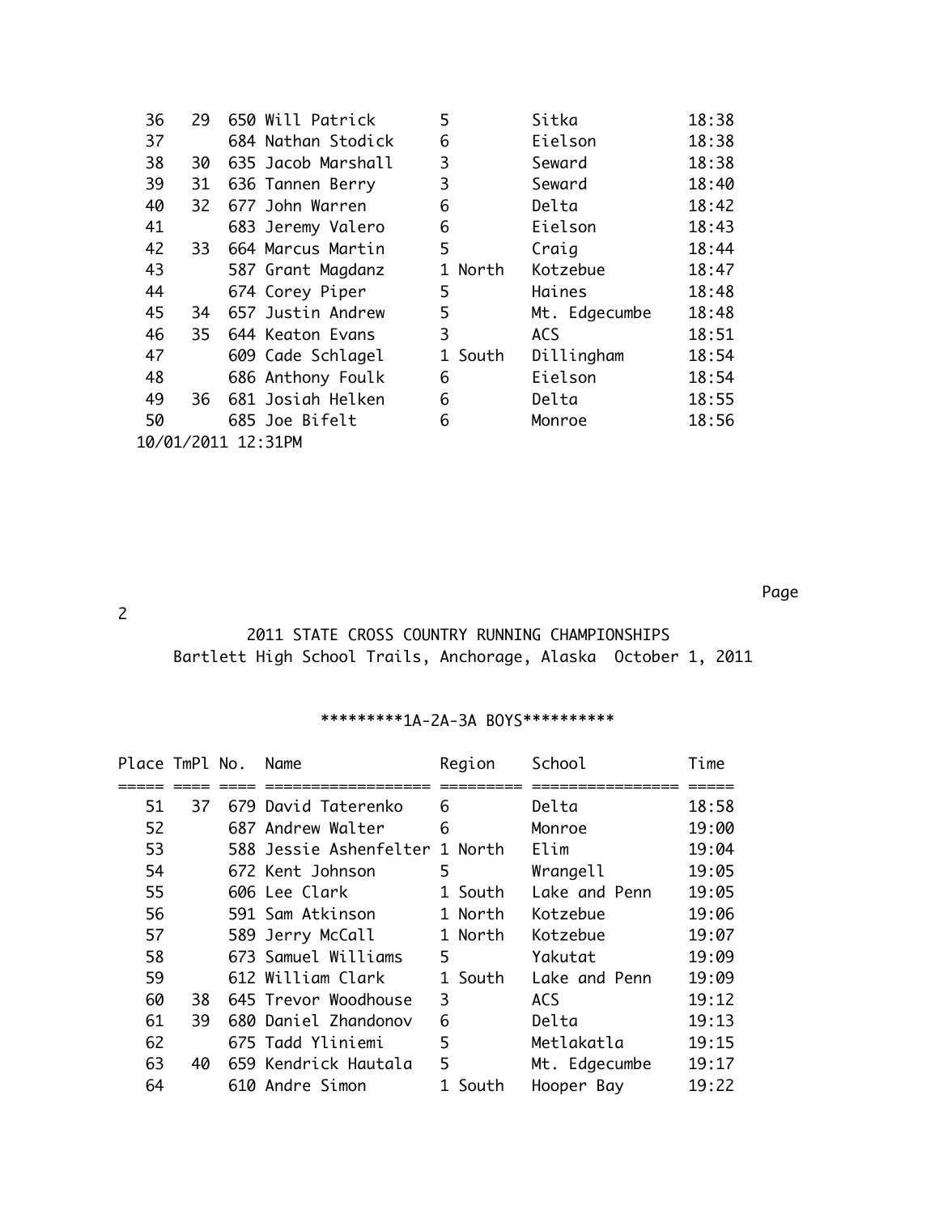| Place | TmPl | No. | Name | Region | School | Time |
|---|---|---|---|---|---|---|
| 36 | 29 | 650 | Will Patrick | 5 | Sitka | 18:38 |
| 37 | | 684 | Nathan Stodick | 6 | Eielson | 18:38 |
| 38 | 30 | 635 | Jacob Marshall | 3 | Seward | 18:38 |
| 39 | 31 | 636 | Tannen Berry | 3 | Seward | 18:40 |
| 40 | 32 | 677 | John Warren | 6 | Delta | 18:42 |
| 41 | | 683 | Jeremy Valero | 6 | Eielson | 18:43 |
| 42 | 33 | 664 | Marcus Martin | 5 | Craig | 18:44 |
| 43 | | 587 | Grant Magdanz | 1 North | Kotzebue | 18:47 |
| 44 | | 674 | Corey Piper | 5 | Haines | 18:48 |
| 45 | 34 | 657 | Justin Andrew | 5 | Mt. Edgecumbe | 18:48 |
| 46 | 35 | 644 | Keaton Evans | 3 | ACS | 18:51 |
| 47 | | 609 | Cade Schlagel | 1 South | Dillingham | 18:54 |
| 48 | | 686 | Anthony Foulk | 6 | Eielson | 18:54 |
| 49 | 36 | 681 | Josiah Helken | 6 | Delta | 18:55 |
| 50 | | 685 | Joe Bifelt | 6 | Monroe | 18:56 |

10/01/2011 12:31PM

2011 STATE CROSS COUNTRY RUNNING CHAMPIONSHIPS
Bartlett High School Trails, Anchorage, Alaska October 1, 2011

## *********1A-2A-3A BOYS**********

| Place | TmPl | No. | Name | Region | School | Time |
|---|---|---|---|---|---|---|
| 51 | 37 | 679 | David Taterenko | 6 | Delta | 18:58 |
| 52 | | 687 | Andrew Walter | 6 | Monroe | 19:00 |
| 53 | | 588 | Jessie Ashenfelter | 1 North | Elim | 19:04 |
| 54 | | 672 | Kent Johnson | 5 | Wrangell | 19:05 |
| 55 | | 606 | Lee Clark | 1 South | Lake and Penn | 19:05 |
| 56 | | 591 | Sam Atkinson | 1 North | Kotzebue | 19:06 |
| 57 | | 589 | Jerry McCall | 1 North | Kotzebue | 19:07 |
| 58 | | 673 | Samuel Williams | 5 | Yakutat | 19:09 |
| 59 | | 612 | William Clark | 1 South | Lake and Penn | 19:09 |
| 60 | 38 | 645 | Trevor Woodhouse | 3 | ACS | 19:12 |
| 61 | 39 | 680 | Daniel Zhandonov | 6 | Delta | 19:13 |
| 62 | | 675 | Tadd Yliniemi | 5 | Metlakatla | 19:15 |
| 63 | 40 | 659 | Kendrick Hautala | 5 | Mt. Edgecumbe | 19:17 |
| 64 | | 610 | Andre Simon | 1 South | Hooper Bay | 19:22 |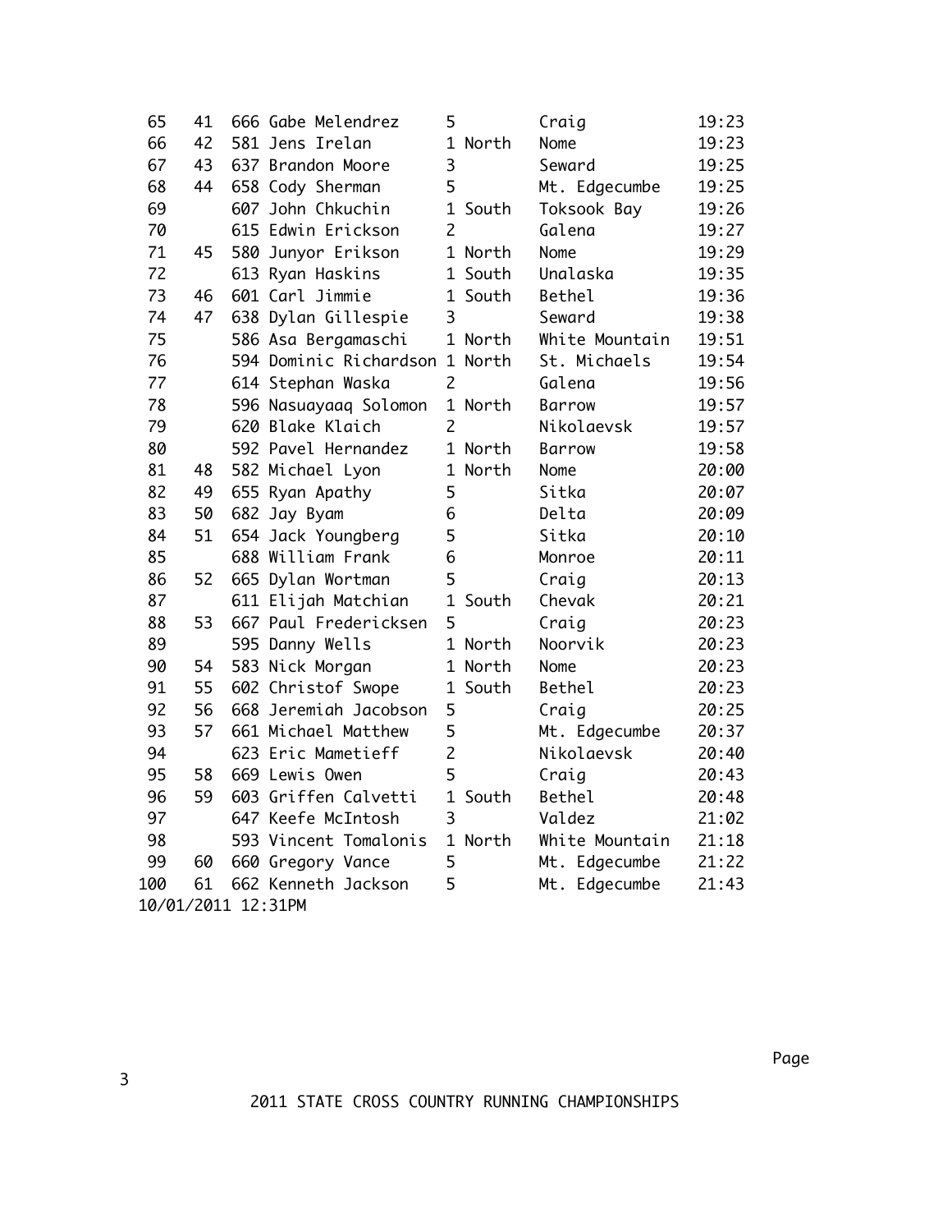| | | | | | | | |
|---|---|---|---|---|---|---|---|
| 65 | 41 | 666 | Gabe Melendrez | 5 | | Craig | 19:23 |
| 66 | 42 | 581 | Jens Irelan | 1 | North | Nome | 19:23 |
| 67 | 43 | 637 | Brandon Moore | 3 | | Seward | 19:25 |
| 68 | 44 | 658 | Cody Sherman | 5 | | Mt. Edgecumbe | 19:25 |
| 69 | | 607 | John Chkuchin | 1 | South | Toksook Bay | 19:26 |
| 70 | | 615 | Edwin Erickson | 2 | | Galena | 19:27 |
| 71 | 45 | 580 | Junyor Erikson | 1 | North | Nome | 19:29 |
| 72 | | 613 | Ryan Haskins | 1 | South | Unalaska | 19:35 |
| 73 | 46 | 601 | Carl Jimmie | 1 | South | Bethel | 19:36 |
| 74 | 47 | 638 | Dylan Gillespie | 3 | | Seward | 19:38 |
| 75 | | 586 | Asa Bergamaschi | 1 | North | White Mountain | 19:51 |
| 76 | | 594 | Dominic Richardson | 1 | North | St. Michaels | 19:54 |
| 77 | | 614 | Stephan Waska | 2 | | Galena | 19:56 |
| 78 | | 596 | Nasuayaaq Solomon | 1 | North | Barrow | 19:57 |
| 79 | | 620 | Blake Klaich | 2 | | Nikolaevsk | 19:57 |
| 80 | | 592 | Pavel Hernandez | 1 | North | Barrow | 19:58 |
| 81 | 48 | 582 | Michael Lyon | 1 | North | Nome | 20:00 |
| 82 | 49 | 655 | Ryan Apathy | 5 | | Sitka | 20:07 |
| 83 | 50 | 682 | Jay Byam | 6 | | Delta | 20:09 |
| 84 | 51 | 654 | Jack Youngberg | 5 | | Sitka | 20:10 |
| 85 | | 688 | William Frank | 6 | | Monroe | 20:11 |
| 86 | 52 | 665 | Dylan Wortman | 5 | | Craig | 20:13 |
| 87 | | 611 | Elijah Matchian | 1 | South | Chevak | 20:21 |
| 88 | 53 | 667 | Paul Fredericksen | 5 | | Craig | 20:23 |
| 89 | | 595 | Danny Wells | 1 | North | Noorvik | 20:23 |
| 90 | 54 | 583 | Nick Morgan | 1 | North | Nome | 20:23 |
| 91 | 55 | 602 | Christof Swope | 1 | South | Bethel | 20:23 |
| 92 | 56 | 668 | Jeremiah Jacobson | 5 | | Craig | 20:25 |
| 93 | 57 | 661 | Michael Matthew | 5 | | Mt. Edgecumbe | 20:37 |
| 94 | | 623 | Eric Mametieff | 2 | | Nikolaevsk | 20:40 |
| 95 | 58 | 669 | Lewis Owen | 5 | | Craig | 20:43 |
| 96 | 59 | 603 | Griffen Calvetti | 1 | South | Bethel | 20:48 |
| 97 | | 647 | Keefe McIntosh | 3 | | Valdez | 21:02 |
| 98 | | 593 | Vincent Tomalonis | 1 | North | White Mountain | 21:18 |
| 99 | 60 | 660 | Gregory Vance | 5 | | Mt. Edgecumbe | 21:22 |
| 100 | 61 | 662 | Kenneth Jackson | 5 | | Mt. Edgecumbe | 21:43 |

10/01/2011 12:31PM

2011 STATE CROSS COUNTRY RUNNING CHAMPIONSHIPS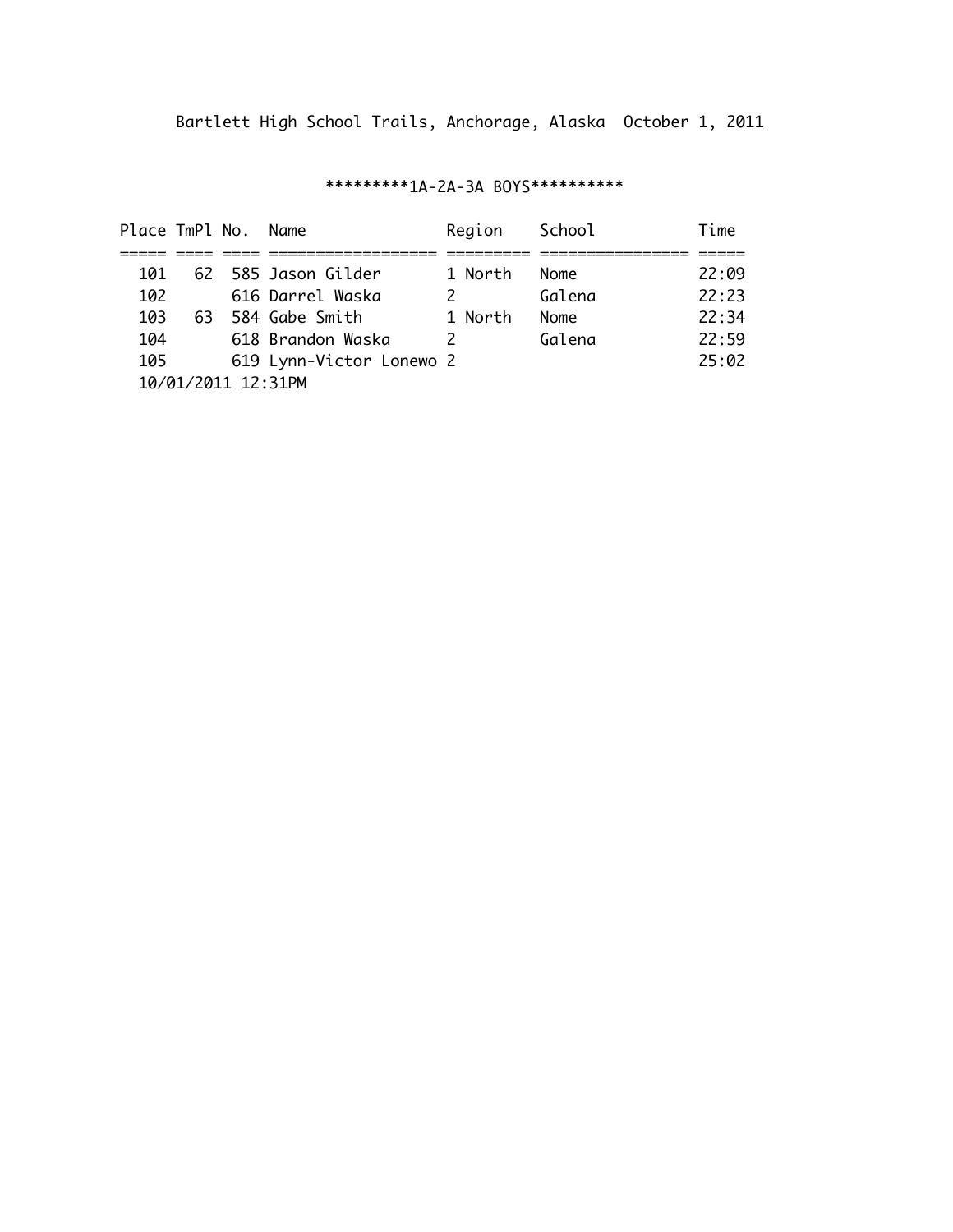Bartlett High School Trails, Anchorage, Alaska October 1, 2011

*********1A-2A-3A BOYS**********

| Place | TmPl | No. | Name | Region | School | Time |
|---|---|---|---|---|---|---|
| 101 | 62 | 585 | Jason Gilder | 1 North | Nome | 22:09 |
| 102 | | 616 | Darrel Waska | 2 | Galena | 22:23 |
| 103 | 63 | 584 | Gabe Smith | 1 North | Nome | 22:34 |
| 104 | | 618 | Brandon Waska | 2 | Galena | 22:59 |
| 105 | | 619 | Lynn-Victor Lonewo | 2 | | 25:02 |

10/01/2011 12:31PM